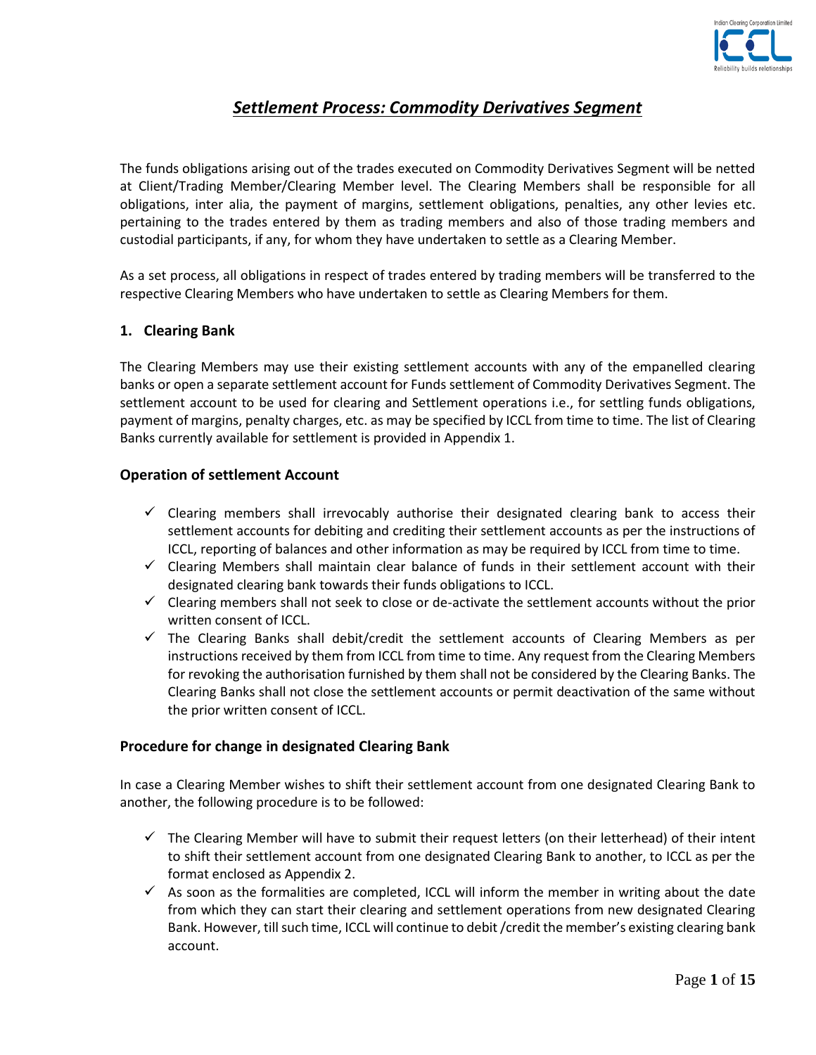# ***Settlement Process: Commodity Derivatives Segment***

The funds obligations arising out of the trades executed on Commodity Derivatives Segment will be netted at Client/Trading Member/Clearing Member level. The Clearing Members shall be responsible for all obligations, inter alia, the payment of margins, settlement obligations, penalties, any other levies etc. pertaining to the trades entered by them as trading members and also of those trading members and custodial participants, if any, for whom they have undertaken to settle as a Clearing Member.

As a set process, all obligations in respect of trades entered by trading members will be transferred to the respective Clearing Members who have undertaken to settle as Clearing Members for them.

## 1. Clearing Bank

The Clearing Members may use their existing settlement accounts with any of the empanelled clearing banks or open a separate settlement account for Funds settlement of Commodity Derivatives Segment. The settlement account to be used for clearing and Settlement operations i.e., for settling funds obligations, payment of margins, penalty charges, etc. as may be specified by ICCL from time to time. The list of Clearing Banks currently available for settlement is provided in Appendix 1.

### Operation of settlement Account

- ✓ Clearing members shall irrevocably authorise their designated clearing bank to access their settlement accounts for debiting and crediting their settlement accounts as per the instructions of ICCL, reporting of balances and other information as may be required by ICCL from time to time.
- ✓ Clearing Members shall maintain clear balance of funds in their settlement account with their designated clearing bank towards their funds obligations to ICCL.
- ✓ Clearing members shall not seek to close or de-activate the settlement accounts without the prior written consent of ICCL.
- ✓ The Clearing Banks shall debit/credit the settlement accounts of Clearing Members as per instructions received by them from ICCL from time to time. Any request from the Clearing Members for revoking the authorisation furnished by them shall not be considered by the Clearing Banks. The Clearing Banks shall not close the settlement accounts or permit deactivation of the same without the prior written consent of ICCL.

### Procedure for change in designated Clearing Bank

In case a Clearing Member wishes to shift their settlement account from one designated Clearing Bank to another, the following procedure is to be followed:

- ✓ The Clearing Member will have to submit their request letters (on their letterhead) of their intent to shift their settlement account from one designated Clearing Bank to another, to ICCL as per the format enclosed as Appendix 2.
- ✓ As soon as the formalities are completed, ICCL will inform the member in writing about the date from which they can start their clearing and settlement operations from new designated Clearing Bank. However, till such time, ICCL will continue to debit /credit the member's existing clearing bank account.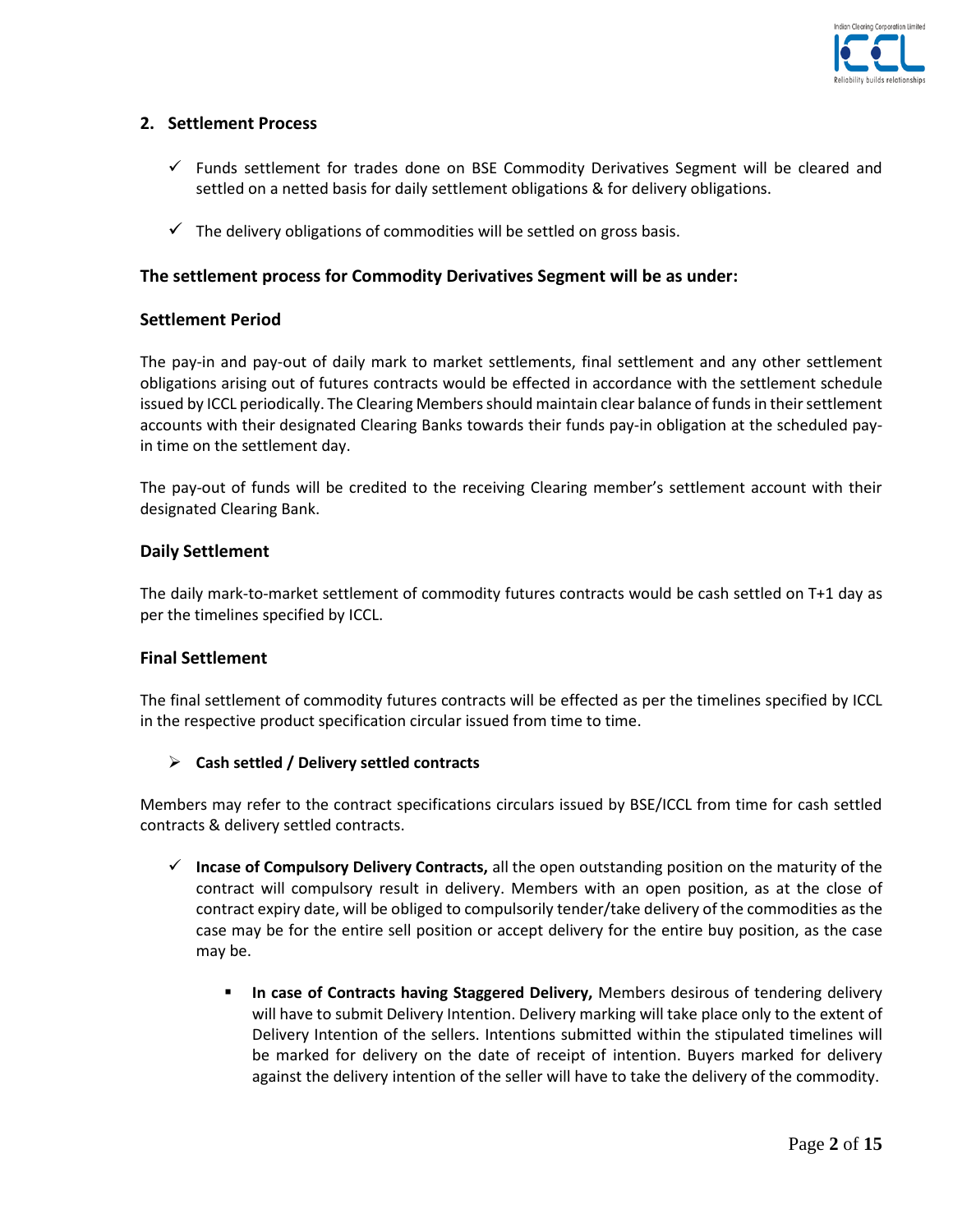## 2. Settlement Process

- ✓ Funds settlement for trades done on BSE Commodity Derivatives Segment will be cleared and settled on a netted basis for daily settlement obligations & for delivery obligations.

- ✓ The delivery obligations of commodities will be settled on gross basis.

### The settlement process for Commodity Derivatives Segment will be as under:

### Settlement Period

The pay-in and pay-out of daily mark to market settlements, final settlement and any other settlement obligations arising out of futures contracts would be effected in accordance with the settlement schedule issued by ICCL periodically. The Clearing Members should maintain clear balance of funds in their settlement accounts with their designated Clearing Banks towards their funds pay-in obligation at the scheduled pay-in time on the settlement day.

The pay-out of funds will be credited to the receiving Clearing member's settlement account with their designated Clearing Bank.

### Daily Settlement

The daily mark-to-market settlement of commodity futures contracts would be cash settled on T+1 day as per the timelines specified by ICCL.

### Final Settlement

The final settlement of commodity futures contracts will be effected as per the timelines specified by ICCL in the respective product specification circular issued from time to time.

- **Cash settled / Delivery settled contracts**

Members may refer to the contract specifications circulars issued by BSE/ICCL from time for cash settled contracts & delivery settled contracts.

- ✓ **Incase of Compulsory Delivery Contracts,** all the open outstanding position on the maturity of the contract will compulsory result in delivery. Members with an open position, as at the close of contract expiry date, will be obliged to compulsorily tender/take delivery of the commodities as the case may be for the entire sell position or accept delivery for the entire buy position, as the case may be.

  - **In case of Contracts having Staggered Delivery,** Members desirous of tendering delivery will have to submit Delivery Intention. Delivery marking will take place only to the extent of Delivery Intention of the sellers. Intentions submitted within the stipulated timelines will be marked for delivery on the date of receipt of intention. Buyers marked for delivery against the delivery intention of the seller will have to take the delivery of the commodity.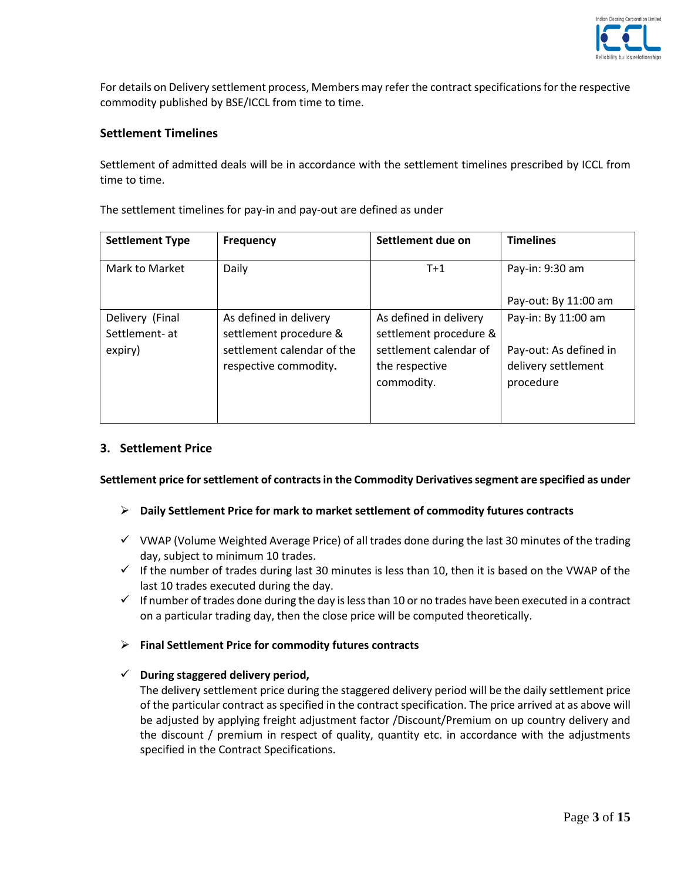For details on Delivery settlement process, Members may refer the contract specifications for the respective commodity published by BSE/ICCL from time to time.

### Settlement Timelines

Settlement of admitted deals will be in accordance with the settlement timelines prescribed by ICCL from time to time.

The settlement timelines for pay-in and pay-out are defined as under

| Settlement Type | Frequency | Settlement due on | Timelines |
|---|---|---|---|
| Mark to Market | Daily | T+1 | Pay-in: 9:30 am<br><br>Pay-out: By 11:00 am |
| Delivery (Final Settlement- at expiry) | As defined in delivery settlement procedure & settlement calendar of the respective commodity. | As defined in delivery settlement procedure & settlement calendar of the respective commodity. | Pay-in: By 11:00 am<br><br>Pay-out: As defined in delivery settlement procedure |

## 3. Settlement Price

**Settlement price for settlement of contracts in the Commodity Derivatives segment are specified as under**

- **Daily Settlement Price for mark to market settlement of commodity futures contracts**

- VWAP (Volume Weighted Average Price) of all trades done during the last 30 minutes of the trading day, subject to minimum 10 trades.
- If the number of trades during last 30 minutes is less than 10, then it is based on the VWAP of the last 10 trades executed during the day.
- If number of trades done during the day is less than 10 or no trades have been executed in a contract on a particular trading day, then the close price will be computed theoretically.

- **Final Settlement Price for commodity futures contracts**

- **During staggered delivery period,**
  The delivery settlement price during the staggered delivery period will be the daily settlement price of the particular contract as specified in the contract specification. The price arrived at as above will be adjusted by applying freight adjustment factor /Discount/Premium on up country delivery and the discount / premium in respect of quality, quantity etc. in accordance with the adjustments specified in the Contract Specifications.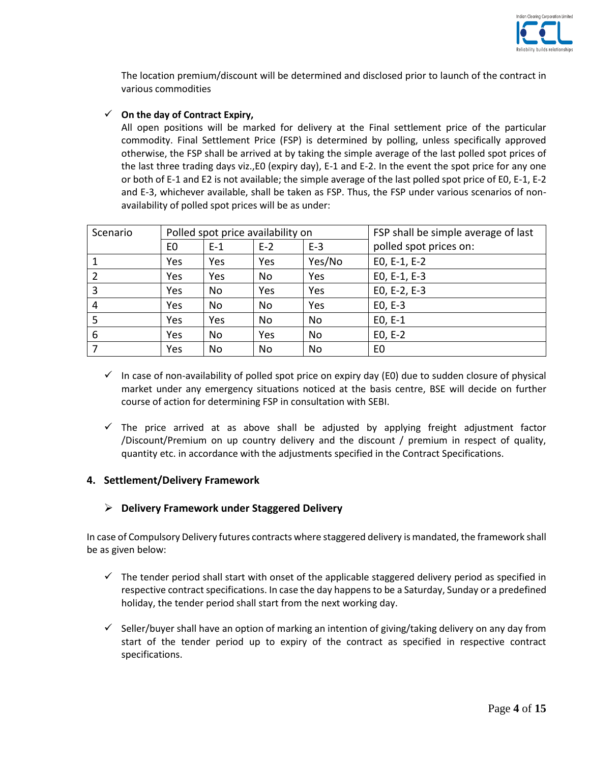The location premium/discount will be determined and disclosed prior to launch of the contract in various commodities

- ✓ **On the day of Contract Expiry,**

  All open positions will be marked for delivery at the Final settlement price of the particular commodity. Final Settlement Price (FSP) is determined by polling, unless specifically approved otherwise, the FSP shall be arrived at by taking the simple average of the last polled spot prices of the last three trading days viz.,E0 (expiry day), E-1 and E-2. In the event the spot price for any one or both of E-1 and E2 is not available; the simple average of the last polled spot price of E0, E-1, E-2 and E-3, whichever available, shall be taken as FSP. Thus, the FSP under various scenarios of non-availability of polled spot prices will be as under:

| Scenario | Polled spot price availability on | | | | FSP shall be simple average of last polled spot prices on: |
|---|---|---|---|---|---|
| | E0 | E-1 | E-2 | E-3 | |
| 1 | Yes | Yes | Yes | Yes/No | E0, E-1, E-2 |
| 2 | Yes | Yes | No | Yes | E0, E-1, E-3 |
| 3 | Yes | No | Yes | Yes | E0, E-2, E-3 |
| 4 | Yes | No | No | Yes | E0, E-3 |
| 5 | Yes | Yes | No | No | E0, E-1 |
| 6 | Yes | No | Yes | No | E0, E-2 |
| 7 | Yes | No | No | No | E0 |

- ✓ In case of non-availability of polled spot price on expiry day (E0) due to sudden closure of physical market under any emergency situations noticed at the basis centre, BSE will decide on further course of action for determining FSP in consultation with SEBI.

- ✓ The price arrived at as above shall be adjusted by applying freight adjustment factor /Discount/Premium on up country delivery and the discount / premium in respect of quality, quantity etc. in accordance with the adjustments specified in the Contract Specifications.

## 4. Settlement/Delivery Framework

### ➢ Delivery Framework under Staggered Delivery

In case of Compulsory Delivery futures contracts where staggered delivery is mandated, the framework shall be as given below:

- ✓ The tender period shall start with onset of the applicable staggered delivery period as specified in respective contract specifications. In case the day happens to be a Saturday, Sunday or a predefined holiday, the tender period shall start from the next working day.

- ✓ Seller/buyer shall have an option of marking an intention of giving/taking delivery on any day from start of the tender period up to expiry of the contract as specified in respective contract specifications.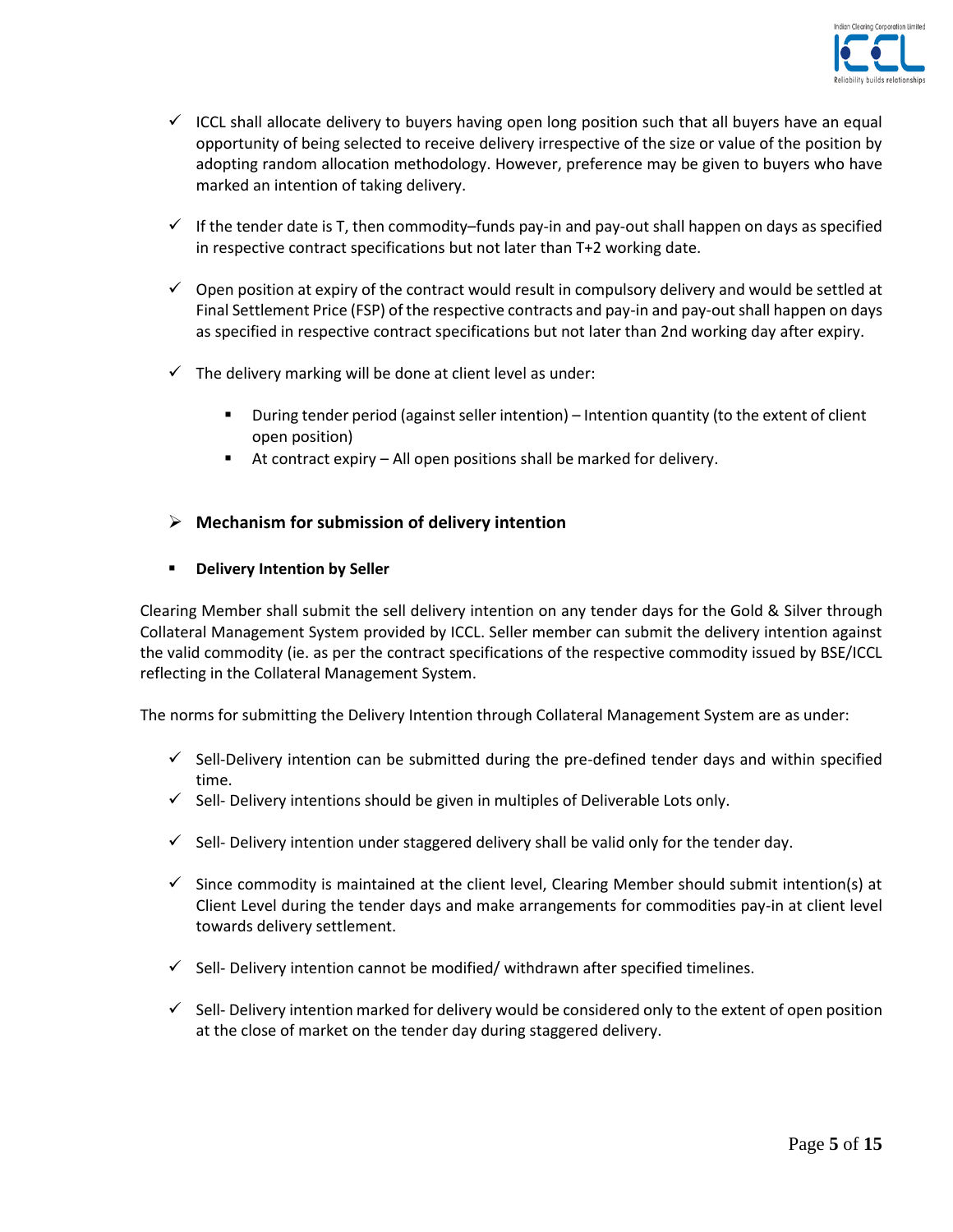- ICCL shall allocate delivery to buyers having open long position such that all buyers have an equal opportunity of being selected to receive delivery irrespective of the size or value of the position by adopting random allocation methodology. However, preference may be given to buyers who have marked an intention of taking delivery.

- If the tender date is T, then commodity–funds pay-in and pay-out shall happen on days as specified in respective contract specifications but not later than T+2 working date.

- Open position at expiry of the contract would result in compulsory delivery and would be settled at Final Settlement Price (FSP) of the respective contracts and pay-in and pay-out shall happen on days as specified in respective contract specifications but not later than 2nd working day after expiry.

- The delivery marking will be done at client level as under:

  - During tender period (against seller intention) – Intention quantity (to the extent of client open position)
  - At contract expiry – All open positions shall be marked for delivery.

### Mechanism for submission of delivery intention

- **Delivery Intention by Seller**

Clearing Member shall submit the sell delivery intention on any tender days for the Gold & Silver through Collateral Management System provided by ICCL. Seller member can submit the delivery intention against the valid commodity (ie. as per the contract specifications of the respective commodity issued by BSE/ICCL reflecting in the Collateral Management System.

The norms for submitting the Delivery Intention through Collateral Management System are as under:

- Sell-Delivery intention can be submitted during the pre-defined tender days and within specified time.
- Sell- Delivery intentions should be given in multiples of Deliverable Lots only.

- Sell- Delivery intention under staggered delivery shall be valid only for the tender day.

- Since commodity is maintained at the client level, Clearing Member should submit intention(s) at Client Level during the tender days and make arrangements for commodities pay-in at client level towards delivery settlement.

- Sell- Delivery intention cannot be modified/ withdrawn after specified timelines.

- Sell- Delivery intention marked for delivery would be considered only to the extent of open position at the close of market on the tender day during staggered delivery.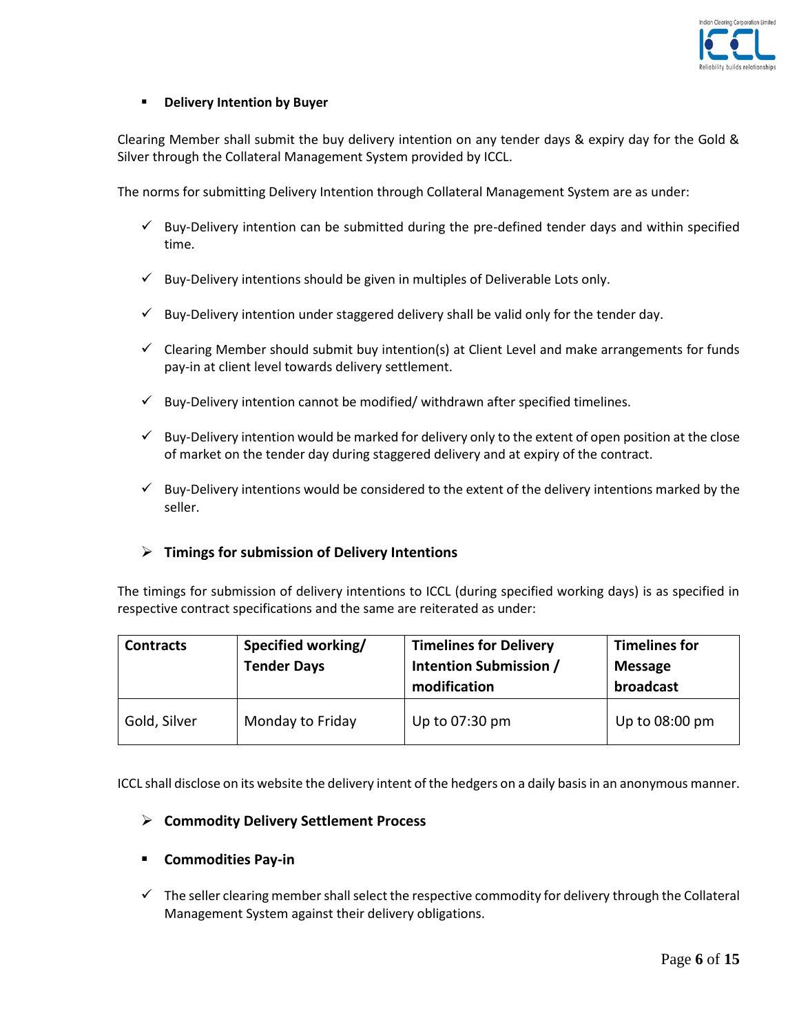- **Delivery Intention by Buyer**

Clearing Member shall submit the buy delivery intention on any tender days & expiry day for the Gold & Silver through the Collateral Management System provided by ICCL.

The norms for submitting Delivery Intention through Collateral Management System are as under:

- ✓ Buy-Delivery intention can be submitted during the pre-defined tender days and within specified time.
- ✓ Buy-Delivery intentions should be given in multiples of Deliverable Lots only.
- ✓ Buy-Delivery intention under staggered delivery shall be valid only for the tender day.
- ✓ Clearing Member should submit buy intention(s) at Client Level and make arrangements for funds pay-in at client level towards delivery settlement.
- ✓ Buy-Delivery intention cannot be modified/ withdrawn after specified timelines.
- ✓ Buy-Delivery intention would be marked for delivery only to the extent of open position at the close of market on the tender day during staggered delivery and at expiry of the contract.
- ✓ Buy-Delivery intentions would be considered to the extent of the delivery intentions marked by the seller.

## ➢ Timings for submission of Delivery Intentions

The timings for submission of delivery intentions to ICCL (during specified working days) is as specified in respective contract specifications and the same are reiterated as under:

| Contracts | Specified working/ Tender Days | Timelines for Delivery Intention Submission / modification | Timelines for Message broadcast |
|---|---|---|---|
| Gold, Silver | Monday to Friday | Up to 07:30 pm | Up to 08:00 pm |

ICCL shall disclose on its website the delivery intent of the hedgers on a daily basis in an anonymous manner.

## ➢ Commodity Delivery Settlement Process

- **Commodities Pay-in**

- ✓ The seller clearing member shall select the respective commodity for delivery through the Collateral Management System against their delivery obligations.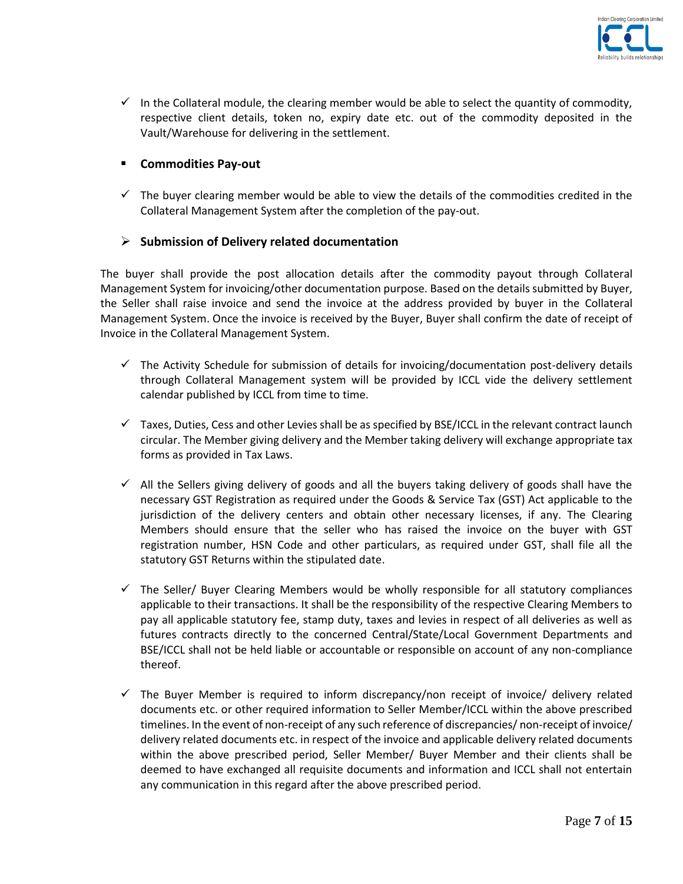- ✓ In the Collateral module, the clearing member would be able to select the quantity of commodity, respective client details, token no, expiry date etc. out of the commodity deposited in the Vault/Warehouse for delivering in the settlement.

- **Commodities Pay-out**

- ✓ The buyer clearing member would be able to view the details of the commodities credited in the Collateral Management System after the completion of the pay-out.

- **Submission of Delivery related documentation**

The buyer shall provide the post allocation details after the commodity payout through Collateral Management System for invoicing/other documentation purpose. Based on the details submitted by Buyer, the Seller shall raise invoice and send the invoice at the address provided by buyer in the Collateral Management System. Once the invoice is received by the Buyer, Buyer shall confirm the date of receipt of Invoice in the Collateral Management System.

- ✓ The Activity Schedule for submission of details for invoicing/documentation post-delivery details through Collateral Management system will be provided by ICCL vide the delivery settlement calendar published by ICCL from time to time.

- ✓ Taxes, Duties, Cess and other Levies shall be as specified by BSE/ICCL in the relevant contract launch circular. The Member giving delivery and the Member taking delivery will exchange appropriate tax forms as provided in Tax Laws.

- ✓ All the Sellers giving delivery of goods and all the buyers taking delivery of goods shall have the necessary GST Registration as required under the Goods & Service Tax (GST) Act applicable to the jurisdiction of the delivery centers and obtain other necessary licenses, if any. The Clearing Members should ensure that the seller who has raised the invoice on the buyer with GST registration number, HSN Code and other particulars, as required under GST, shall file all the statutory GST Returns within the stipulated date.

- ✓ The Seller/ Buyer Clearing Members would be wholly responsible for all statutory compliances applicable to their transactions. It shall be the responsibility of the respective Clearing Members to pay all applicable statutory fee, stamp duty, taxes and levies in respect of all deliveries as well as futures contracts directly to the concerned Central/State/Local Government Departments and BSE/ICCL shall not be held liable or accountable or responsible on account of any non-compliance thereof.

- ✓ The Buyer Member is required to inform discrepancy/non receipt of invoice/ delivery related documents etc. or other required information to Seller Member/ICCL within the above prescribed timelines. In the event of non-receipt of any such reference of discrepancies/ non-receipt of invoice/ delivery related documents etc. in respect of the invoice and applicable delivery related documents within the above prescribed period, Seller Member/ Buyer Member and their clients shall be deemed to have exchanged all requisite documents and information and ICCL shall not entertain any communication in this regard after the above prescribed period.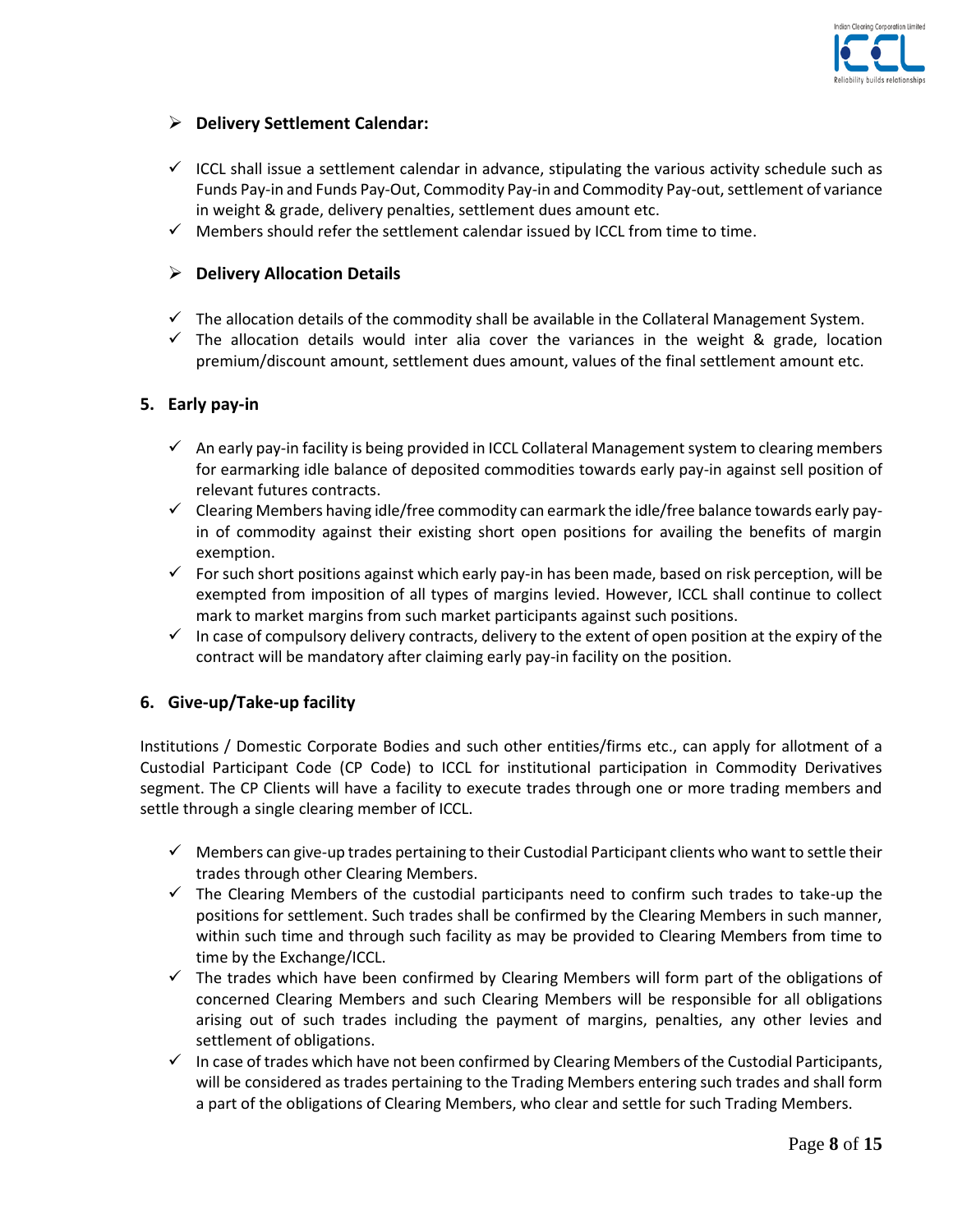- **Delivery Settlement Calendar:**

  - ICCL shall issue a settlement calendar in advance, stipulating the various activity schedule such as Funds Pay-in and Funds Pay-Out, Commodity Pay-in and Commodity Pay-out, settlement of variance in weight & grade, delivery penalties, settlement dues amount etc.
  - Members should refer the settlement calendar issued by ICCL from time to time.

- **Delivery Allocation Details**

  - The allocation details of the commodity shall be available in the Collateral Management System.
  - The allocation details would inter alia cover the variances in the weight & grade, location premium/discount amount, settlement dues amount, values of the final settlement amount etc.

### 5. Early pay-in

- An early pay-in facility is being provided in ICCL Collateral Management system to clearing members for earmarking idle balance of deposited commodities towards early pay-in against sell position of relevant futures contracts.
- Clearing Members having idle/free commodity can earmark the idle/free balance towards early pay-in of commodity against their existing short open positions for availing the benefits of margin exemption.
- For such short positions against which early pay-in has been made, based on risk perception, will be exempted from imposition of all types of margins levied. However, ICCL shall continue to collect mark to market margins from such market participants against such positions.
- In case of compulsory delivery contracts, delivery to the extent of open position at the expiry of the contract will be mandatory after claiming early pay-in facility on the position.

### 6. Give-up/Take-up facility

Institutions / Domestic Corporate Bodies and such other entities/firms etc., can apply for allotment of a Custodial Participant Code (CP Code) to ICCL for institutional participation in Commodity Derivatives segment. The CP Clients will have a facility to execute trades through one or more trading members and settle through a single clearing member of ICCL.

- Members can give-up trades pertaining to their Custodial Participant clients who want to settle their trades through other Clearing Members.
- The Clearing Members of the custodial participants need to confirm such trades to take-up the positions for settlement. Such trades shall be confirmed by the Clearing Members in such manner, within such time and through such facility as may be provided to Clearing Members from time to time by the Exchange/ICCL.
- The trades which have been confirmed by Clearing Members will form part of the obligations of concerned Clearing Members and such Clearing Members will be responsible for all obligations arising out of such trades including the payment of margins, penalties, any other levies and settlement of obligations.
- In case of trades which have not been confirmed by Clearing Members of the Custodial Participants, will be considered as trades pertaining to the Trading Members entering such trades and shall form a part of the obligations of Clearing Members, who clear and settle for such Trading Members.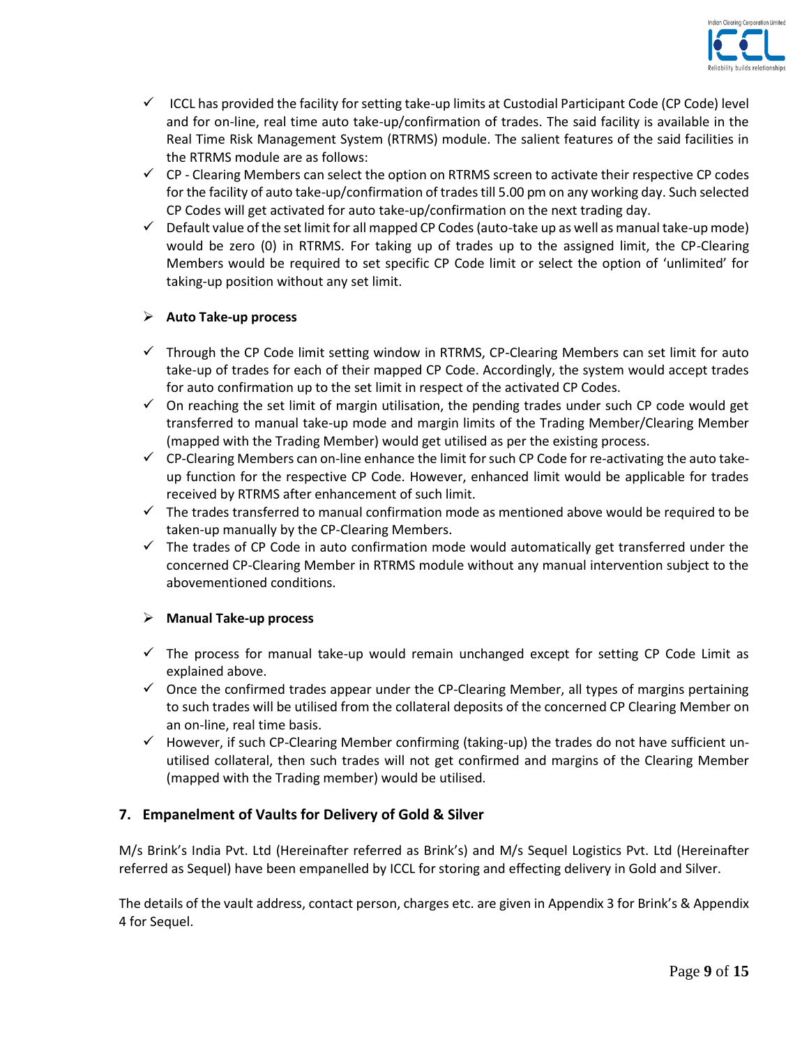- ✓ ICCL has provided the facility for setting take-up limits at Custodial Participant Code (CP Code) level and for on-line, real time auto take-up/confirmation of trades. The said facility is available in the Real Time Risk Management System (RTRMS) module. The salient features of the said facilities in the RTRMS module are as follows:
- ✓ CP - Clearing Members can select the option on RTRMS screen to activate their respective CP codes for the facility of auto take-up/confirmation of trades till 5.00 pm on any working day. Such selected CP Codes will get activated for auto take-up/confirmation on the next trading day.
- ✓ Default value of the set limit for all mapped CP Codes (auto-take up as well as manual take-up mode) would be zero (0) in RTRMS. For taking up of trades up to the assigned limit, the CP-Clearing Members would be required to set specific CP Code limit or select the option of 'unlimited' for taking-up position without any set limit.

➢ **Auto Take-up process**

- ✓ Through the CP Code limit setting window in RTRMS, CP-Clearing Members can set limit for auto take-up of trades for each of their mapped CP Code. Accordingly, the system would accept trades for auto confirmation up to the set limit in respect of the activated CP Codes.
- ✓ On reaching the set limit of margin utilisation, the pending trades under such CP code would get transferred to manual take-up mode and margin limits of the Trading Member/Clearing Member (mapped with the Trading Member) would get utilised as per the existing process.
- ✓ CP-Clearing Members can on-line enhance the limit for such CP Code for re-activating the auto take-up function for the respective CP Code. However, enhanced limit would be applicable for trades received by RTRMS after enhancement of such limit.
- ✓ The trades transferred to manual confirmation mode as mentioned above would be required to be taken-up manually by the CP-Clearing Members.
- ✓ The trades of CP Code in auto confirmation mode would automatically get transferred under the concerned CP-Clearing Member in RTRMS module without any manual intervention subject to the abovementioned conditions.

➢ **Manual Take-up process**

- ✓ The process for manual take-up would remain unchanged except for setting CP Code Limit as explained above.
- ✓ Once the confirmed trades appear under the CP-Clearing Member, all types of margins pertaining to such trades will be utilised from the collateral deposits of the concerned CP Clearing Member on an on-line, real time basis.
- ✓ However, if such CP-Clearing Member confirming (taking-up) the trades do not have sufficient un-utilised collateral, then such trades will not get confirmed and margins of the Clearing Member (mapped with the Trading member) would be utilised.

## 7. Empanelment of Vaults for Delivery of Gold & Silver

M/s Brink's India Pvt. Ltd (Hereinafter referred as Brink's) and M/s Sequel Logistics Pvt. Ltd (Hereinafter referred as Sequel) have been empanelled by ICCL for storing and effecting delivery in Gold and Silver.

The details of the vault address, contact person, charges etc. are given in Appendix 3 for Brink's & Appendix 4 for Sequel.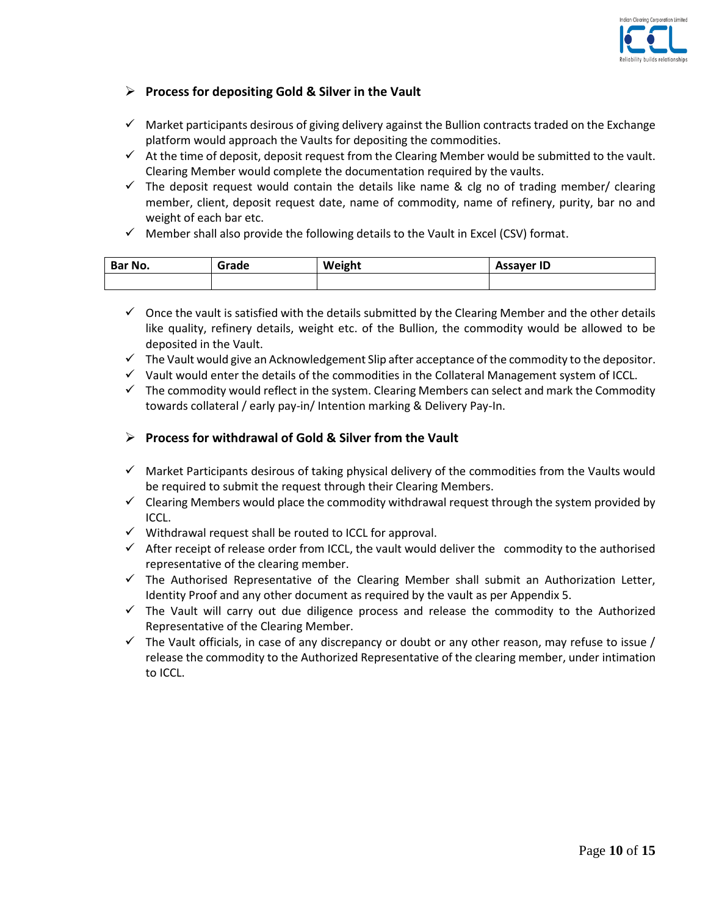## Process for depositing Gold & Silver in the Vault

- ✓ Market participants desirous of giving delivery against the Bullion contracts traded on the Exchange platform would approach the Vaults for depositing the commodities.
- ✓ At the time of deposit, deposit request from the Clearing Member would be submitted to the vault. Clearing Member would complete the documentation required by the vaults.
- ✓ The deposit request would contain the details like name & clg no of trading member/ clearing member, client, deposit request date, name of commodity, name of refinery, purity, bar no and weight of each bar etc.
- ✓ Member shall also provide the following details to the Vault in Excel (CSV) format.

| Bar No. | Grade | Weight | Assayer ID |
|---|---|---|---|
| | | | |

- ✓ Once the vault is satisfied with the details submitted by the Clearing Member and the other details like quality, refinery details, weight etc. of the Bullion, the commodity would be allowed to be deposited in the Vault.
- ✓ The Vault would give an Acknowledgement Slip after acceptance of the commodity to the depositor.
- ✓ Vault would enter the details of the commodities in the Collateral Management system of ICCL.
- ✓ The commodity would reflect in the system. Clearing Members can select and mark the Commodity towards collateral / early pay-in/ Intention marking & Delivery Pay-In.

## Process for withdrawal of Gold & Silver from the Vault

- ✓ Market Participants desirous of taking physical delivery of the commodities from the Vaults would be required to submit the request through their Clearing Members.
- ✓ Clearing Members would place the commodity withdrawal request through the system provided by ICCL.
- ✓ Withdrawal request shall be routed to ICCL for approval.
- ✓ After receipt of release order from ICCL, the vault would deliver the commodity to the authorised representative of the clearing member.
- ✓ The Authorised Representative of the Clearing Member shall submit an Authorization Letter, Identity Proof and any other document as required by the vault as per Appendix 5.
- ✓ The Vault will carry out due diligence process and release the commodity to the Authorized Representative of the Clearing Member.
- ✓ The Vault officials, in case of any discrepancy or doubt or any other reason, may refuse to issue / release the commodity to the Authorized Representative of the clearing member, under intimation to ICCL.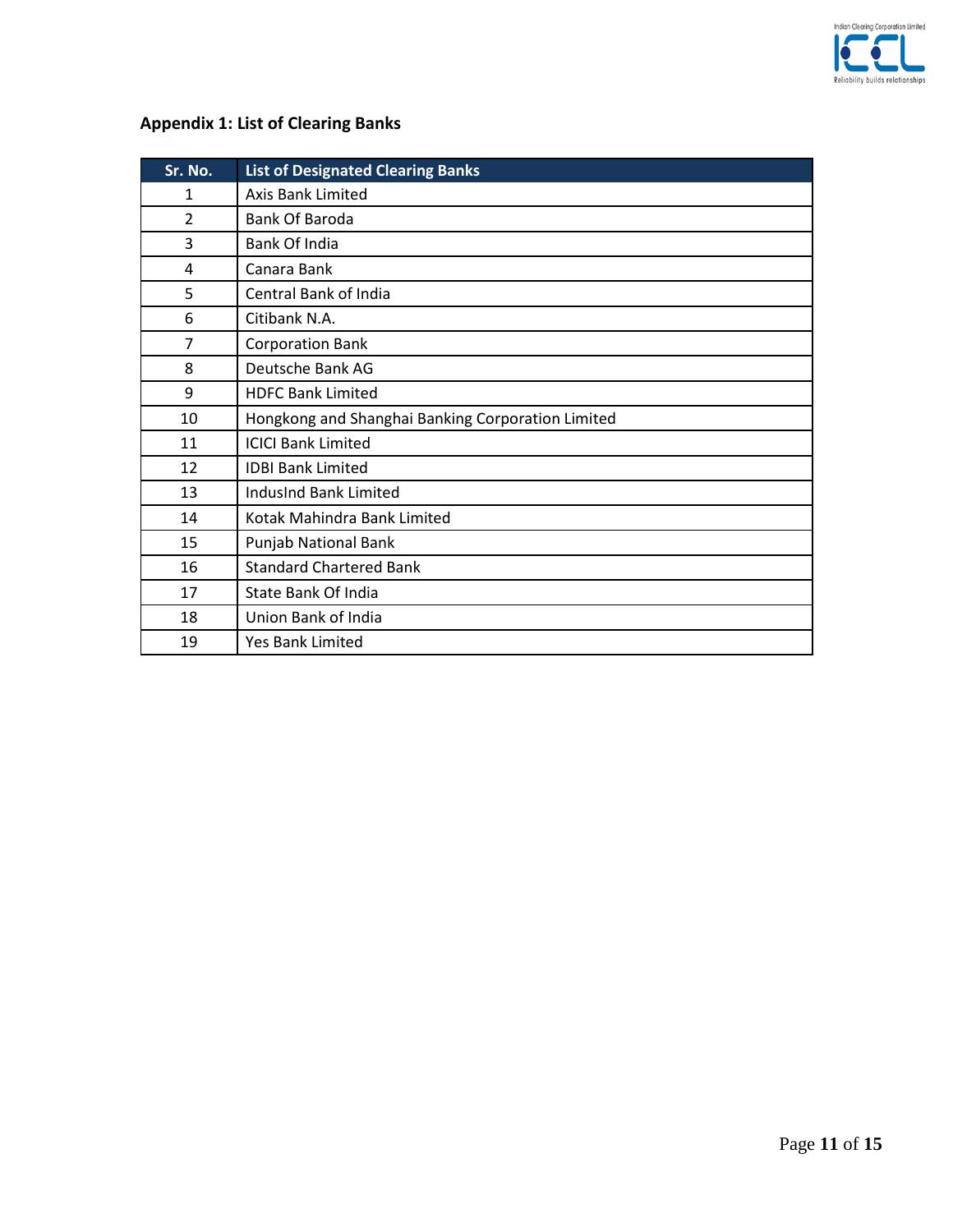## Appendix 1: List of Clearing Banks

| Sr. No. | List of Designated Clearing Banks |
|---|---|
| 1 | Axis Bank Limited |
| 2 | Bank Of Baroda |
| 3 | Bank Of India |
| 4 | Canara Bank |
| 5 | Central Bank of India |
| 6 | Citibank N.A. |
| 7 | Corporation Bank |
| 8 | Deutsche Bank AG |
| 9 | HDFC Bank Limited |
| 10 | Hongkong and Shanghai Banking Corporation Limited |
| 11 | ICICI Bank Limited |
| 12 | IDBI Bank Limited |
| 13 | IndusInd Bank Limited |
| 14 | Kotak Mahindra Bank Limited |
| 15 | Punjab National Bank |
| 16 | Standard Chartered Bank |
| 17 | State Bank Of India |
| 18 | Union Bank of India |
| 19 | Yes Bank Limited |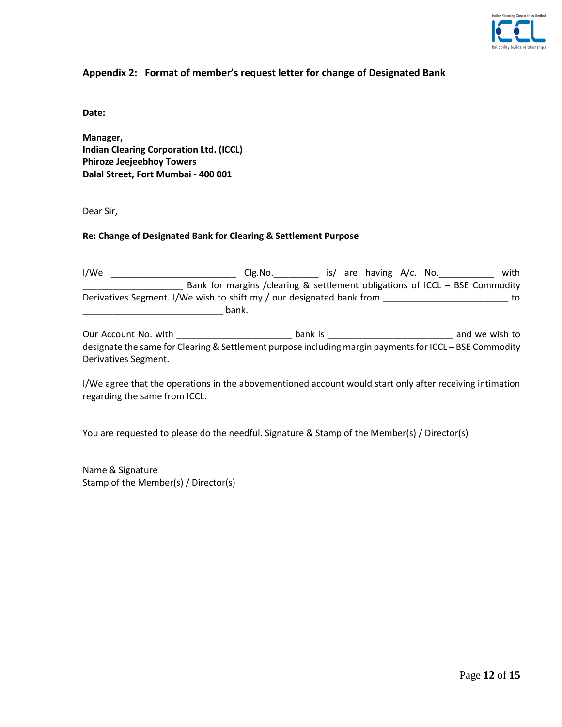## Appendix 2: Format of member's request letter for change of Designated Bank

**Date:**

**Manager,**
**Indian Clearing Corporation Ltd. (ICCL)**
**Phiroze Jeejeebhoy Towers**
**Dalal Street, Fort Mumbai - 400 001**

Dear Sir,

**Re: Change of Designated Bank for Clearing & Settlement Purpose**

I/We ________________________ Clg.No.________ is/ are having A/c. No.__________ with ___________________ Bank for margins /clearing & settlement obligations of ICCL – BSE Commodity Derivatives Segment. I/We wish to shift my / our designated bank from ________________________ to ___________________________ bank.

Our Account No. with ______________________ bank is ________________________ and we wish to designate the same for Clearing & Settlement purpose including margin payments for ICCL – BSE Commodity Derivatives Segment.

I/We agree that the operations in the abovementioned account would start only after receiving intimation regarding the same from ICCL.

You are requested to please do the needful. Signature & Stamp of the Member(s) / Director(s)

Name & Signature
Stamp of the Member(s) / Director(s)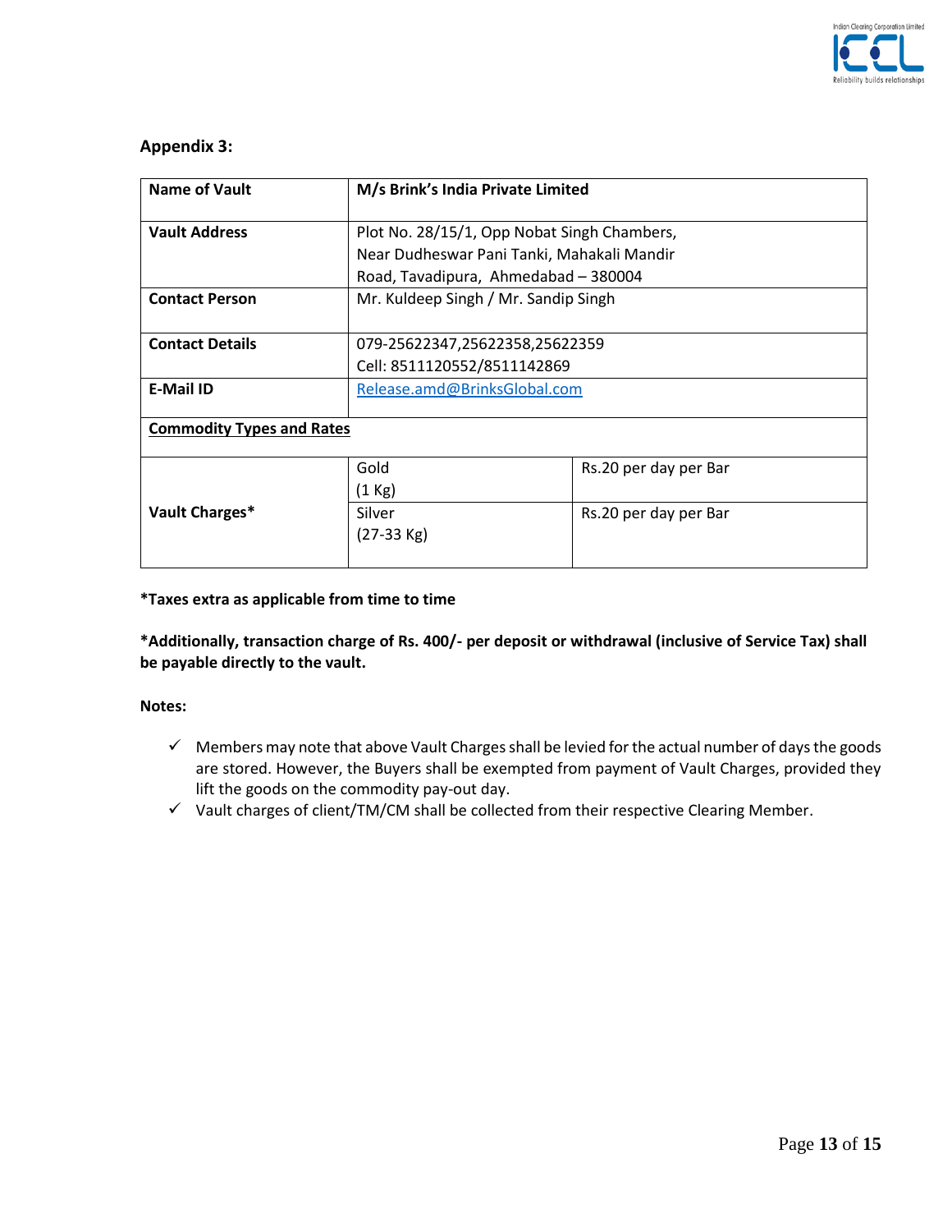**Appendix 3:**

| **Name of Vault** | **M/s Brink's India Private Limited** | |
|---|---|---|
| **Vault Address** | Plot No. 28/15/1, Opp Nobat Singh Chambers, Near Dudheswar Pani Tanki, Mahakali Mandir Road, Tavadipura, Ahmedabad – 380004 | |
| **Contact Person** | Mr. Kuldeep Singh / Mr. Sandip Singh | |
| **Contact Details** | 079-25622347,25622358,25622359<br>Cell: 8511120552/8511142869 | |
| **E-Mail ID** | Release.amd@BrinksGlobal.com | |
| **Commodity Types and Rates** | | |
| **Vault Charges*** | Gold<br>(1 Kg) | Rs.20 per day per Bar |
| | Silver<br>(27-33 Kg) | Rs.20 per day per Bar |

***Taxes extra as applicable from time to time**

***Additionally, transaction charge of Rs. 400/- per deposit or withdrawal (inclusive of Service Tax) shall be payable directly to the vault.**

**Notes:**

- ✓ Members may note that above Vault Charges shall be levied for the actual number of days the goods are stored. However, the Buyers shall be exempted from payment of Vault Charges, provided they lift the goods on the commodity pay-out day.
- ✓ Vault charges of client/TM/CM shall be collected from their respective Clearing Member.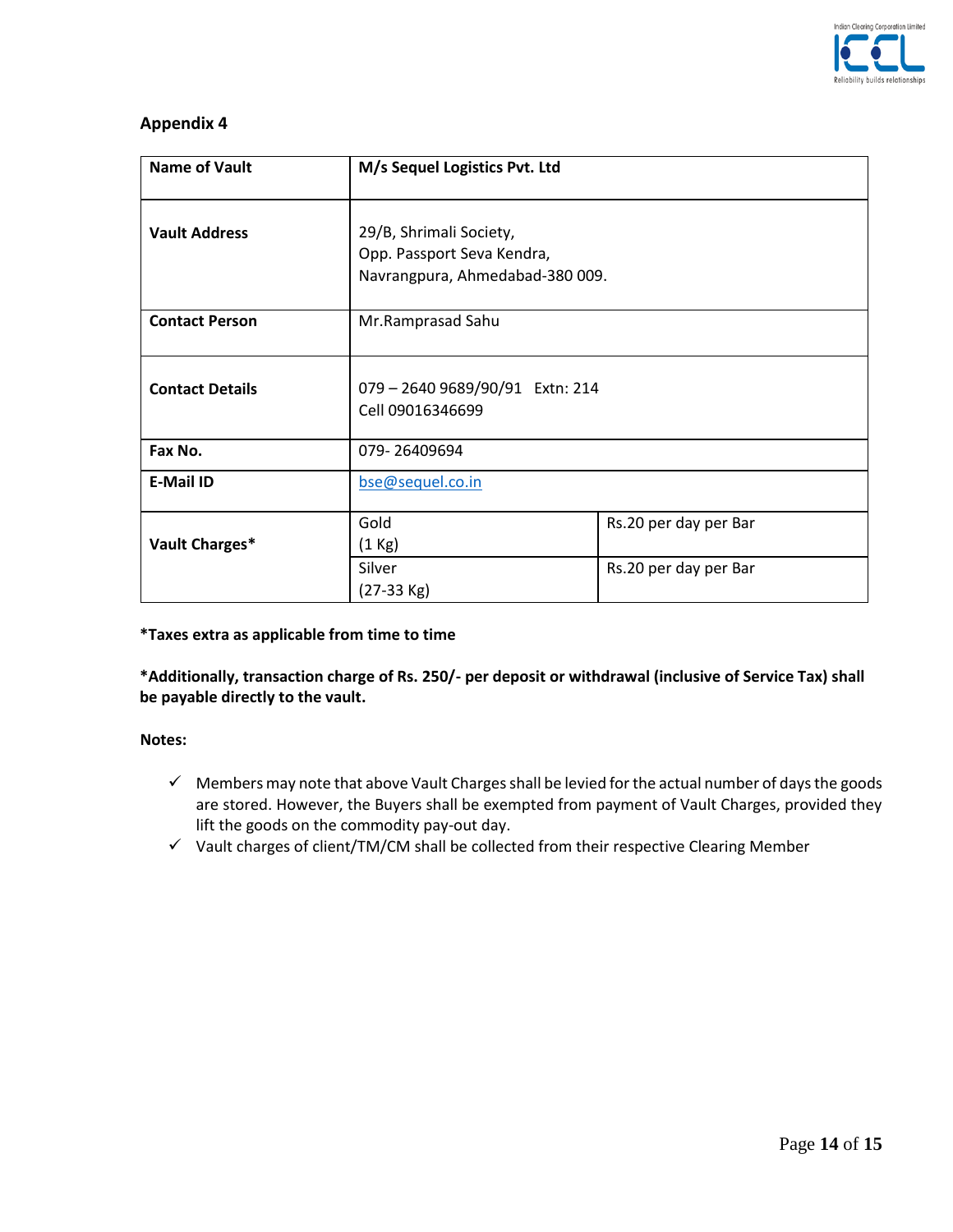## Appendix 4

| **Name of Vault** | **M/s Sequel Logistics Pvt. Ltd** | |
|---|---|---|
| **Vault Address** | 29/B, Shrimali Society,<br>Opp. Passport Seva Kendra,<br>Navrangpura, Ahmedabad-380 009. | |
| **Contact Person** | Mr.Ramprasad Sahu | |
| **Contact Details** | 079 – 2640 9689/90/91 Extn: 214<br>Cell 09016346699 | |
| **Fax No.** | 079- 26409694 | |
| **E-Mail ID** | bse@sequel.co.in | |
| **Vault Charges*** | Gold<br>(1 Kg) | Rs.20 per day per Bar |
| | Silver<br>(27-33 Kg) | Rs.20 per day per Bar |

***Taxes extra as applicable from time to time**

***Additionally, transaction charge of Rs. 250/- per deposit or withdrawal (inclusive of Service Tax) shall be payable directly to the vault.**

**Notes:**

- ✓ Members may note that above Vault Charges shall be levied for the actual number of days the goods are stored. However, the Buyers shall be exempted from payment of Vault Charges, provided they lift the goods on the commodity pay-out day.
- ✓ Vault charges of client/TM/CM shall be collected from their respective Clearing Member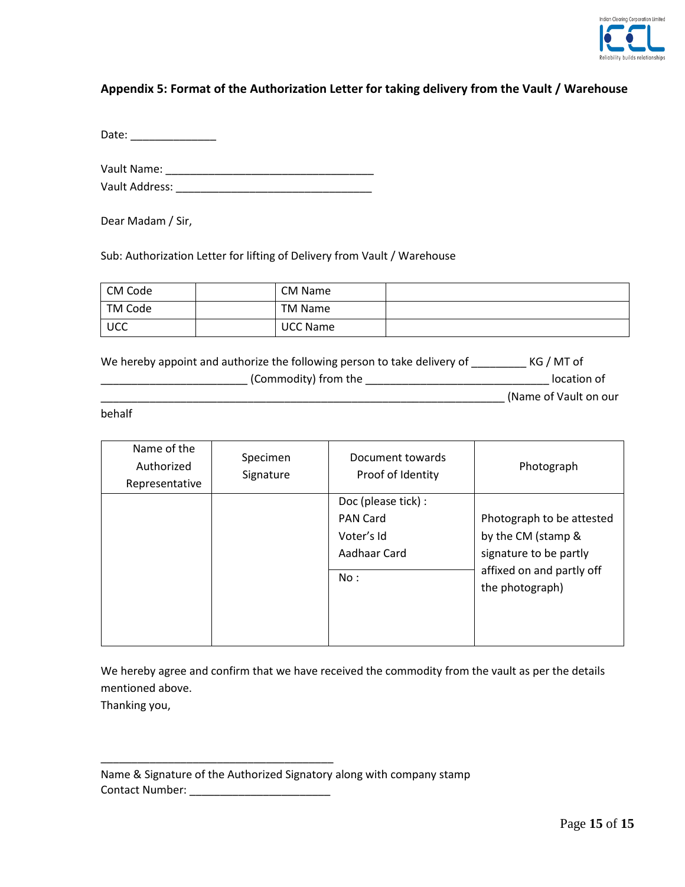## Appendix 5: Format of the Authorization Letter for taking delivery from the Vault / Warehouse

Date: ______________

Vault Name: __________________________________
Vault Address: ________________________________

Dear Madam / Sir,

Sub: Authorization Letter for lifting of Delivery from Vault / Warehouse

| | | | |
|---|---|---|---|
| CM Code | | CM Name | |
| TM Code | | TM Name | |
| UCC | | UCC Name | |

We hereby appoint and authorize the following person to take delivery of _________ KG / MT of _______________________ (Commodity) from the _____________________________ location of _________________________________________________________________ (Name of Vault on our behalf

| Name of the Authorized Representative | Specimen Signature | Document towards Proof of Identity | Photograph |
|---|---|---|---|
| | | Doc (please tick) :<br>PAN Card<br>Voter's Id<br>Aadhaar Card | Photograph to be attested by the CM (stamp & signature to be partly affixed on and partly off the photograph) |
| | | No : | |

We hereby agree and confirm that we have received the commodity from the vault as per the details mentioned above.
Thanking you,

_____________________________________
Name & Signature of the Authorized Signatory along with company stamp
Contact Number: ______________________